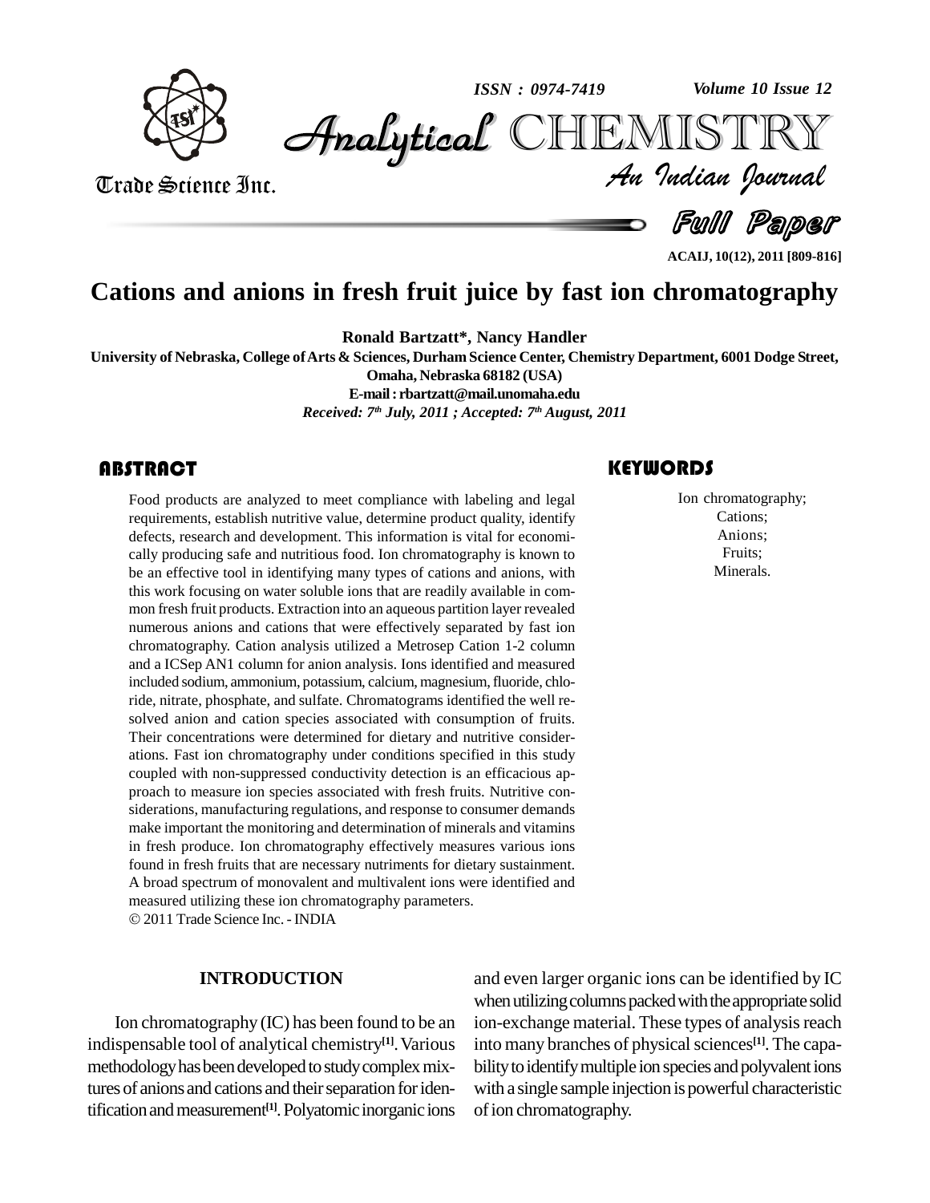# Cations and anions in fresh fruit juice by fast ion chromatography

**Ronald Bartzatt\*, Nancy Handler**

University of Nebraska, College of Arts & Sciences, Durham Science Center, Chemistry Department, 6001 Dodge Street, Omaha, Nebraska 68182 (USA)

E-mail : rbartzatt@mail.unomaha.edu

*Received: 7th July, 2011 ; Accepted: 7th August, 2011*

## ABSTRACT

Food products are analyzed to meet compliance with labeling and legal requirements, establish nutritive value, determine product quality, identify defects, research and development. This information is vital for economically producing safe and nutritious food. Ion chromatography is known to be an effective tool in identifying many types of cations and anions, with this work focusing on water soluble ions that are readily available in common fresh fruit products. Extraction into an aqueous partition layer revealed numerous anions and cations that were effectively separated by fast ion chromatography. Cation analysis utilized a Metrosep Cation 1-2 column and a ICSep AN1 column for anion analysis. Ions identified and measured included sodium, ammonium, potassium, calcium, magnesium, fluoride, chloride, nitrate, phosphate, and sulfate. Chromatograms identified the well resolved anion and cation species associated with consumption of fruits. Their concentrations were determined for dietary and nutritive considerations. Fast ion chromatography under conditions specified in this study coupled with non-suppressed conductivity detection is an efficacious approach to measure ion species associated with fresh fruits. Nutritive considerations, manufacturing regulations, and response to consumer demands make important the monitoring and determination of minerals and vitamins in fresh produce. Ion chromatography effectively measures various ions found in fresh fruits that are necessary nutriments for dietary sustainment. A broad spectrum of monovalent and multivalent ions were identified and measured utilizing these ion chromatography parameters.

© 2011 Trade Science Inc. - INDIA

## KEYWORDS

Ion chromatography;
Cations;
Anions;
Fruits;
Minerals.

## INTRODUCTION

Ion chromatography (IC) has been found to be an indispensable tool of analytical chemistry[1]. Various methodology has been developed to study complex mixtures of anions and cations and their separation for identification and measurement[1]. Polyatomic inorganic ions and even larger organic ions can be identified by IC when utilizing columns packed with the appropriate solid ion-exchange material. These types of analysis reach into many branches of physical sciences[1]. The capability to identify multiple ion species and polyvalent ions with a single sample injection is powerful characteristic of ion chromatography.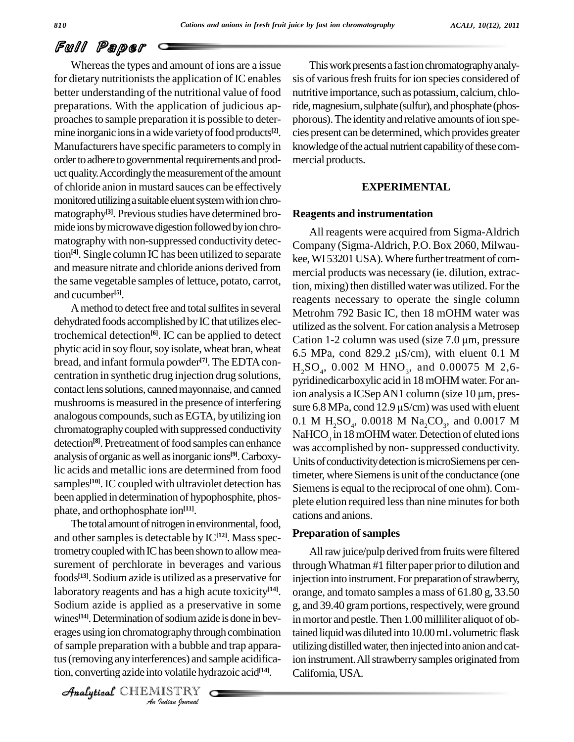Whereas the types and amount of ions are a issue for dietary nutritionists the application of IC enables better understanding of the nutritional value of food preparations. With the application of judicious approaches to sample preparation it is possible to determine inorganic ions in a wide variety of food products[2]. Manufacturers have specific parameters to comply in order to adhere to governmental requirements and product quality. Accordingly the measurement of the amount of chloride anion in mustard sauces can be effectively monitored utilizing a suitable eluent system with ion chromatography[3]. Previous studies have determined bromide ions by microwave digestion followed by ion chromatography with non-suppressed conductivity detection[4]. Single column IC has been utilized to separate and measure nitrate and chloride anions derived from the same vegetable samples of lettuce, potato, carrot, and cucumber[5].

A method to detect free and total sulfites in several dehydrated foods accomplished by IC that utilizes electrochemical detection[6]. IC can be applied to detect phytic acid in soy flour, soy isolate, wheat bran, wheat bread, and infant formula powder[7]. The EDTA concentration in synthetic drug injection drug solutions, contact lens solutions, canned mayonnaise, and canned mushrooms is measured in the presence of interfering analogous compounds, such as EGTA, by utilizing ion chromatography coupled with suppressed conductivity detection[8]. Pretreatment of food samples can enhance analysis of organic as well as inorganic ions[9]. Carboxylic acids and metallic ions are determined from food samples[10]. IC coupled with ultraviolet detection has been applied in determination of hypophosphite, phosphate, and orthophosphate ion[11].

The total amount of nitrogen in environmental, food, and other samples is detectable by IC[12]. Mass spectrometry coupled with IC has been shown to allow measurement of perchlorate in beverages and various foods[13]. Sodium azide is utilized as a preservative for laboratory reagents and has a high acute toxicity[14]. Sodium azide is applied as a preservative in some wines[14]. Determination of sodium azide is done in beverages using ion chromatography through combination of sample preparation with a bubble and trap apparatus (removing any interferences) and sample acidification, converting azide into volatile hydrazoic acid[14].

This work presents a fast ion chromatography analysis of various fresh fruits for ion species considered of nutritive importance, such as potassium, calcium, chloride, magnesium, sulphate (sulfur), and phosphate (phosphorous). The identity and relative amounts of ion species present can be determined, which provides greater knowledge of the actual nutrient capability of these commercial products.

## EXPERIMENTAL

### Reagents and instrumentation

All reagents were acquired from Sigma-Aldrich Company (Sigma-Aldrich, P.O. Box 2060, Milwaukee, WI 53201 USA). Where further treatment of commercial products was necessary (ie. dilution, extraction, mixing) then distilled water was utilized. For the reagents necessary to operate the single column Metrohm 792 Basic IC, then 18 mOHM water was utilized as the solvent. For cation analysis a Metrosep Cation 1-2 column was used (size 7.0 μm, pressure 6.5 MPa, cond 829.2 μS/cm), with eluent 0.1 M $H_2SO_4$, 0.002 M $HNO_3$, and 0.00075 M 2,6-pyridinedicarboxylic acid in 18 mOHM water. For anion analysis a ICSep AN1 column (size 10 μm, pressure 6.8 MPa, cond 12.9 μS/cm) was used with eluent 0.1 M $H_2SO_4$, 0.0018 M $Na_2CO_3$, and 0.0017 M $NaHCO_3$ in 18 mOHM water. Detection of eluted ions was accomplished by non- suppressed conductivity. Units of conductivity detection is microSiemens per centimeter, where Siemens is unit of the conductance (one Siemens is equal to the reciprocal of one ohm). Complete elution required less than nine minutes for both cations and anions.

### Preparation of samples

All raw juice/pulp derived from fruits were filtered through Whatman #1 filter paper prior to dilution and injection into instrument. For preparation of strawberry, orange, and tomato samples a mass of 61.80 g, 33.50 g, and 39.40 gram portions, respectively, were ground in mortor and pestle. Then 1.00 milliliter aliquot of obtained liquid was diluted into 10.00 mL volumetric flask utilizing distilled water, then injected into anion and cation instrument. All strawberry samples originated from California, USA.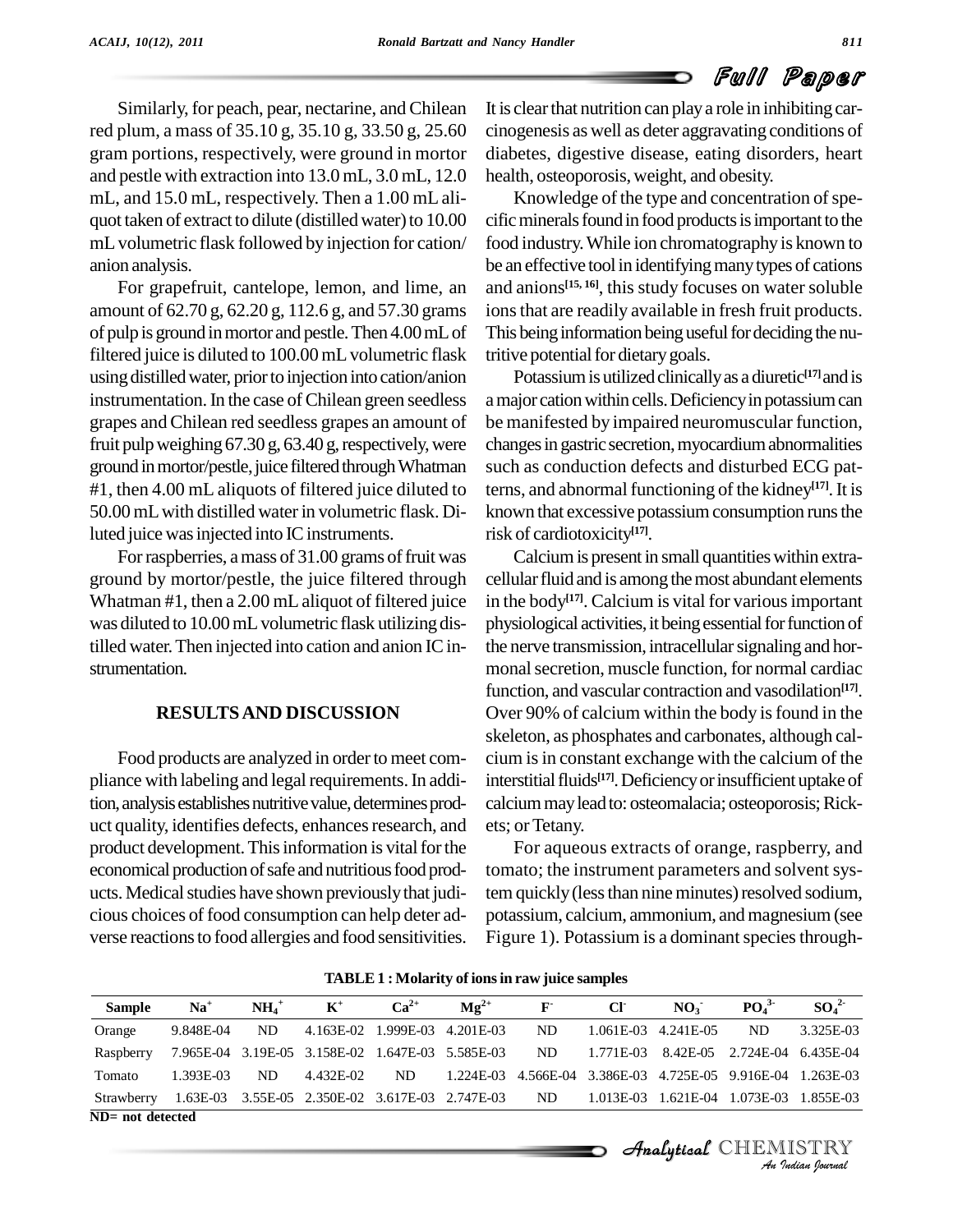Similarly, for peach, pear, nectarine, and Chilean red plum, a mass of 35.10 g, 35.10 g, 33.50 g, 25.60 gram portions, respectively, were ground in mortor and pestle with extraction into 13.0 mL, 3.0 mL, 12.0 mL, and 15.0 mL, respectively. Then a 1.00 mL aliquot taken of extract to dilute (distilled water) to 10.00 mL volumetric flask followed by injection for cation/anion analysis.

For grapefruit, cantelope, lemon, and lime, an amount of 62.70 g, 62.20 g, 112.6 g, and 57.30 grams of pulp is ground in mortor and pestle. Then 4.00 mL of filtered juice is diluted to 100.00 mL volumetric flask using distilled water, prior to injection into cation/anion instrumentation. In the case of Chilean green seedless grapes and Chilean red seedless grapes an amount of fruit pulp weighing 67.30 g, 63.40 g, respectively, were ground in mortor/pestle, juice filtered through Whatman #1, then 4.00 mL aliquots of filtered juice diluted to 50.00 mL with distilled water in volumetric flask. Diluted juice was injected into IC instruments.

For raspberries, a mass of 31.00 grams of fruit was ground by mortor/pestle, the juice filtered through Whatman #1, then a 2.00 mL aliquot of filtered juice was diluted to 10.00 mL volumetric flask utilizing distilled water. Then injected into cation and anion IC instrumentation.

## RESULTS AND DISCUSSION

Food products are analyzed in order to meet compliance with labeling and legal requirements. In addition, analysis establishes nutritive value, determines product quality, identifies defects, enhances research, and product development. This information is vital for the economical production of safe and nutritious food products. Medical studies have shown previously that judicious choices of food consumption can help deter adverse reactions to food allergies and food sensitivities. It is clear that nutrition can play a role in inhibiting carcinogenesis as well as deter aggravating conditions of diabetes, digestive disease, eating disorders, heart health, osteoporosis, weight, and obesity.

Knowledge of the type and concentration of specific minerals found in food products is important to the food industry. While ion chromatography is known to be an effective tool in identifying many types of cations and anions[15, 16], this study focuses on water soluble ions that are readily available in fresh fruit products. This being information being useful for deciding the nutritive potential for dietary goals.

Potassium is utilized clinically as a diuretic[17] and is a major cation within cells. Deficiency in potassium can be manifested by impaired neuromuscular function, changes in gastric secretion, myocardium abnormalities such as conduction defects and disturbed ECG patterns, and abnormal functioning of the kidney[17]. It is known that excessive potassium consumption runs the risk of cardiotoxicity[17].

Calcium is present in small quantities within extracellular fluid and is among the most abundant elements in the body[17]. Calcium is vital for various important physiological activities, it being essential for function of the nerve transmission, intracellular signaling and hormonal secretion, muscle function, for normal cardiac function, and vascular contraction and vasodilation[17]. Over 90% of calcium within the body is found in the skeleton, as phosphates and carbonates, although calcium is in constant exchange with the calcium of the interstitial fluids[17]. Deficiency or insufficient uptake of calcium may lead to: osteomalacia; osteoporosis; Rickets; or Tetany.

For aqueous extracts of orange, raspberry, and tomato; the instrument parameters and solvent system quickly (less than nine minutes) resolved sodium, potassium, calcium, ammonium, and magnesium (see Figure 1). Potassium is a dominant species through-

**TABLE 1 : Molarity of ions in raw juice samples**

| Sample | $Na^+$ | $NH_4^+$ | $K^+$ | $Ca^{2+}$ | $Mg^{2+}$ | $F^-$ | $Cl^-$ | $NO_3^-$ | $PO_4^{3-}$ | $SO_4^{2-}$ |
|---|---|---|---|---|---|---|---|---|---|---|
| Orange | 9.848E-04 | ND | 4.163E-02 | 1.999E-03 | 4.201E-03 | ND | 1.061E-03 | 4.241E-05 | ND | 3.325E-03 |
| Raspberry | 7.965E-04 | 3.19E-05 | 3.158E-02 | 1.647E-03 | 5.585E-03 | ND | 1.771E-03 | 8.42E-05 | 2.724E-04 | 6.435E-04 |
| Tomato | 1.393E-03 | ND | 4.432E-02 | ND | 1.224E-03 | 4.566E-04 | 3.386E-03 | 4.725E-05 | 9.916E-04 | 1.263E-03 |
| Strawberry | 1.63E-03 | 3.55E-05 | 2.350E-02 | 3.617E-03 | 2.747E-03 | ND | 1.013E-03 | 1.621E-04 | 1.073E-03 | 1.855E-03 |

ND= not detected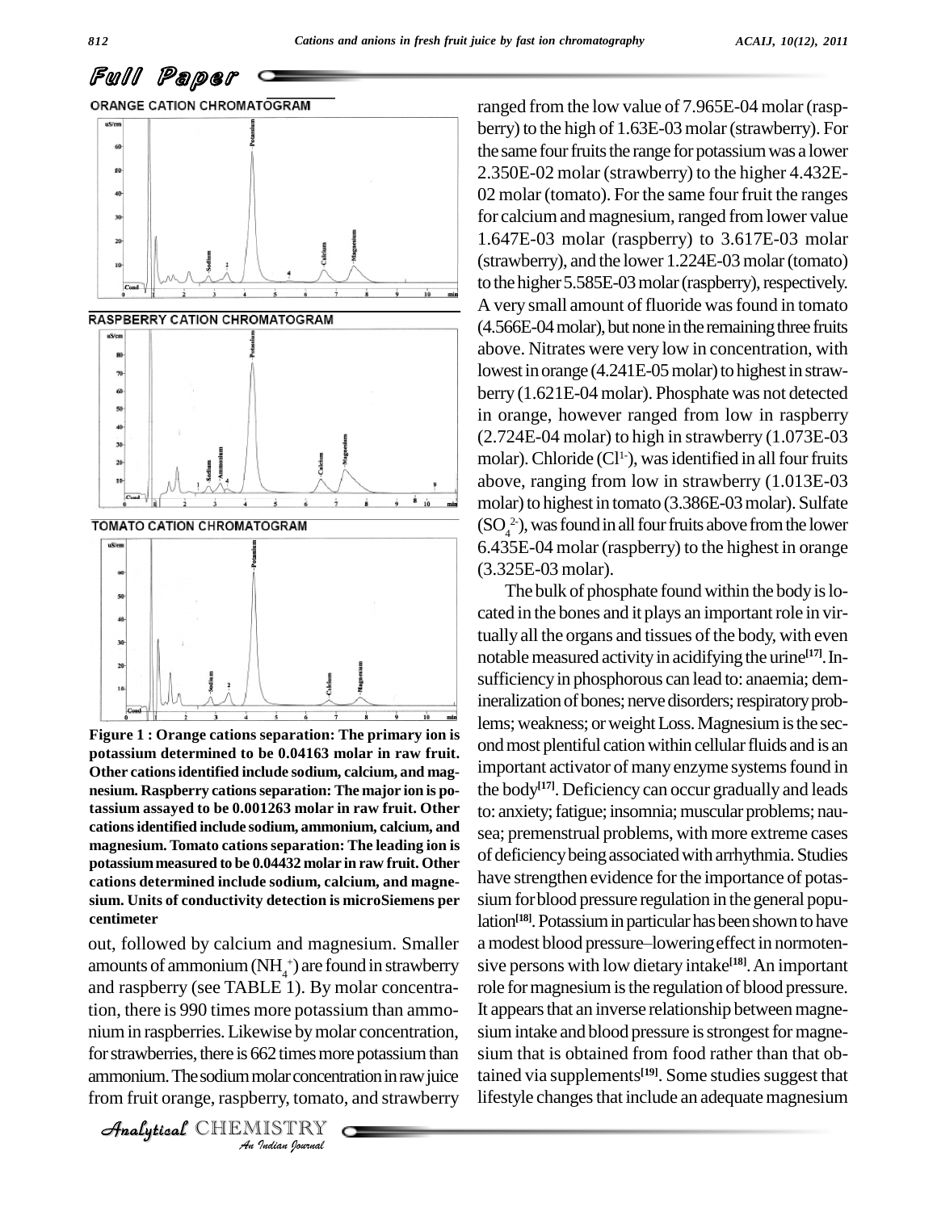ORANGE CATION CHROMATOGRAM

RASPBERRY CATION CHROMATOGRAM

TOMATO CATION CHROMATOGRAM

**Figure 1 : Orange cations separation: The primary ion is potassium determined to be 0.04163 molar in raw fruit. Other cations identified include sodium, calcium, and magnesium. Raspberry cations separation: The major ion is potassium assayed to be 0.001263 molar in raw fruit. Other cations identified include sodium, ammonium, calcium, and magnesium. Tomato cations separation: The leading ion is potassium measured to be 0.04432 molar in raw fruit. Other cations determined include sodium, calcium, and magnesium. Units of conductivity detection is microSiemens per centimeter**

out, followed by calcium and magnesium. Smaller amounts of ammonium ($NH_4^+$) are found in strawberry and raspberry (see TABLE 1). By molar concentration, there is 990 times more potassium than ammonium in raspberries. Likewise by molar concentration, for strawberries, there is 662 times more potassium than ammonium. The sodium molar concentration in raw juice from fruit orange, raspberry, tomato, and strawberry ranged from the low value of 7.965E-04 molar (raspberry) to the high of 1.63E-03 molar (strawberry). For the same four fruits the range for potassium was a lower 2.350E-02 molar (strawberry) to the higher 4.432E-02 molar (tomato). For the same four fruit the ranges for calcium and magnesium, ranged from lower value 1.647E-03 molar (raspberry) to 3.617E-03 molar (strawberry), and the lower 1.224E-03 molar (tomato) to the higher 5.585E-03 molar (raspberry), respectively. A very small amount of fluoride was found in tomato (4.566E-04 molar), but none in the remaining three fruits above. Nitrates were very low in concentration, with lowest in orange (4.241E-05 molar) to highest in strawberry (1.621E-04 molar). Phosphate was not detected in orange, however ranged from low in raspberry (2.724E-04 molar) to high in strawberry (1.073E-03 molar). Chloride ($Cl^{1-}$), was identified in all four fruits above, ranging from low in strawberry (1.013E-03 molar) to highest in tomato (3.386E-03 molar). Sulfate ($SO_4^{2-}$), was found in all four fruits above from the lower 6.435E-04 molar (raspberry) to the highest in orange (3.325E-03 molar).

The bulk of phosphate found within the body is located in the bones and it plays an important role in virtually all the organs and tissues of the body, with even notable measured activity in acidifying the urine[17]. Insufficiency in phosphorous can lead to: anaemia; demineralization of bones; nerve disorders; respiratory problems; weakness; or weight Loss. Magnesium is the second most plentiful cation within cellular fluids and is an important activator of many enzyme systems found in the body[17]. Deficiency can occur gradually and leads to: anxiety; fatigue; insomnia; muscular problems; nausea; premenstrual problems, with more extreme cases of deficiency being associated with arrhythmia. Studies have strengthen evidence for the importance of potassium for blood pressure regulation in the general population[18]. Potassium in particular has been shown to have a modest blood pressure–lowering effect in normotensive persons with low dietary intake[18]. An important role for magnesium is the regulation of blood pressure. It appears that an inverse relationship between magnesium intake and blood pressure is strongest for magnesium that is obtained from food rather than that obtained via supplements[19]. Some studies suggest that lifestyle changes that include an adequate magnesium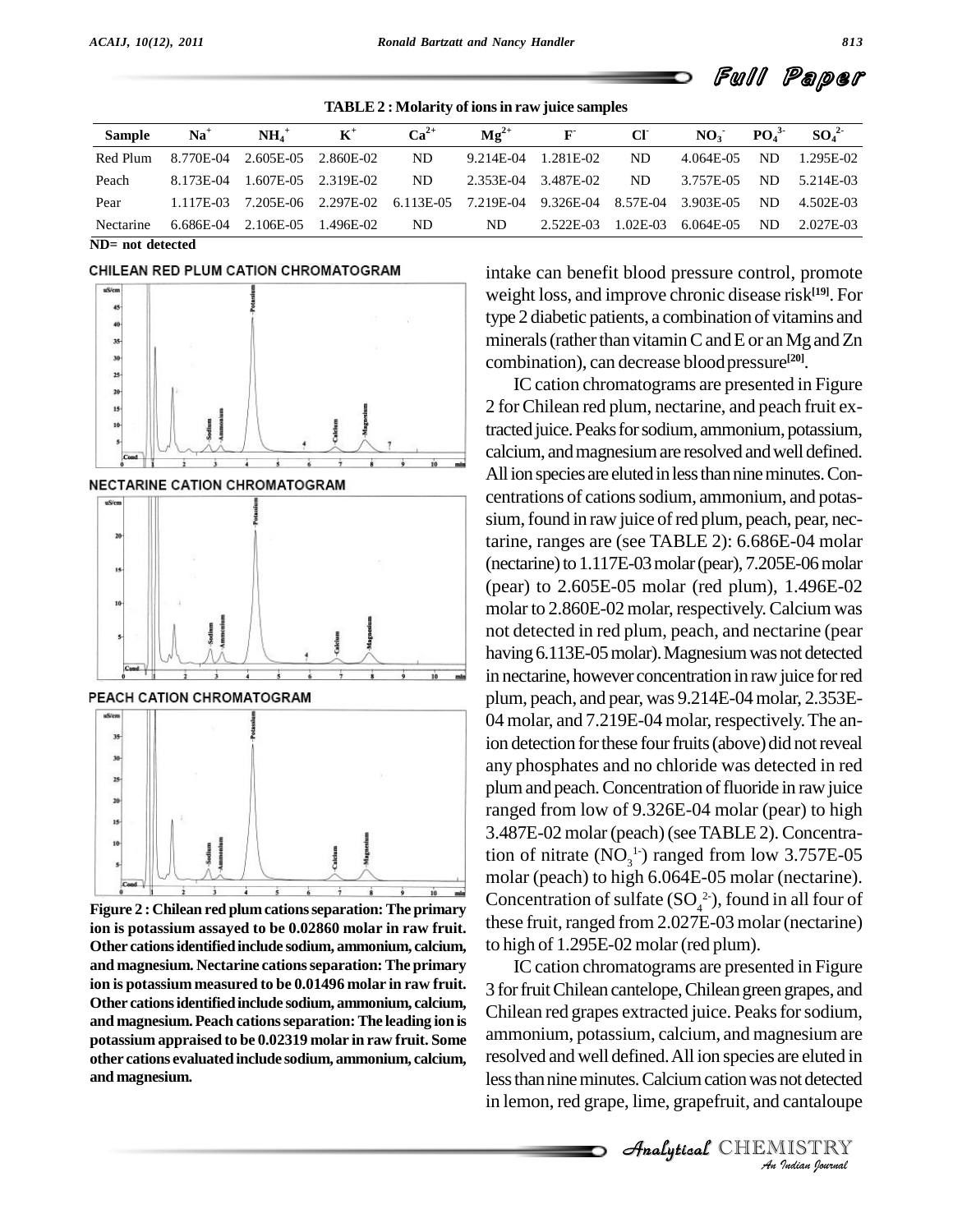**TABLE 2 : Molarity of ions in raw juice samples**

| Sample | $Na^+$ | $NH_4^+$ | $K^+$ | $Ca^{2+}$ | $Mg^{2+}$ | $F^-$ | $Cl^-$ | $NO_3^-$ | $PO_4^{3-}$ | $SO_4^{2-}$ |
|---|---|---|---|---|---|---|---|---|---|---|
| Red Plum | 8.770E-04 | 2.605E-05 | 2.860E-02 | ND | 9.214E-04 | 1.281E-02 | ND | 4.064E-05 | ND | 1.295E-02 |
| Peach | 8.173E-04 | 1.607E-05 | 2.319E-02 | ND | 2.353E-04 | 3.487E-02 | ND | 3.757E-05 | ND | 5.214E-03 |
| Pear | 1.117E-03 | 7.205E-06 | 2.297E-02 | 6.113E-05 | 7.219E-04 | 9.326E-04 | 8.57E-04 | 3.903E-05 | ND | 4.502E-03 |
| Nectarine | 6.686E-04 | 2.106E-05 | 1.496E-02 | ND | ND | 2.522E-03 | 1.02E-03 | 6.064E-05 | ND | 2.027E-03 |

ND= not detected

**Figure 2 : Chilean red plum cations separation: The primary ion is potassium assayed to be 0.02860 molar in raw fruit. Other cations identified include sodium, ammonium, calcium, and magnesium. Nectarine cations separation: The primary ion is potassium measured to be 0.01496 molar in raw fruit. Other cations identified include sodium, ammonium, calcium, and magnesium. Peach cations separation: The leading ion is potassium appraised to be 0.02319 molar in raw fruit. Some other cations evaluated include sodium, ammonium, calcium, and magnesium.**

intake can benefit blood pressure control, promote weight loss, and improve chronic disease risk[19]. For type 2 diabetic patients, a combination of vitamins and minerals (rather than vitamin C and E or an Mg and Zn combination), can decrease blood pressure[20].

IC cation chromatograms are presented in Figure 2 for Chilean red plum, nectarine, and peach fruit extracted juice. Peaks for sodium, ammonium, potassium, calcium, and magnesium are resolved and well defined. All ion species are eluted in less than nine minutes. Concentrations of cations sodium, ammonium, and potassium, found in raw juice of red plum, peach, pear, nectarine, ranges are (see TABLE 2): 6.686E-04 molar (nectarine) to 1.117E-03 molar (pear), 7.205E-06 molar (pear) to 2.605E-05 molar (red plum), 1.496E-02 molar to 2.860E-02 molar, respectively. Calcium was not detected in red plum, peach, and nectarine (pear having 6.113E-05 molar). Magnesium was not detected in nectarine, however concentration in raw juice for red plum, peach, and pear, was 9.214E-04 molar, 2.353E-04 molar, and 7.219E-04 molar, respectively. The anion detection for these four fruits (above) did not reveal any phosphates and no chloride was detected in red plum and peach. Concentration of fluoride in raw juice ranged from low of 9.326E-04 molar (pear) to high 3.487E-02 molar (peach) (see TABLE 2). Concentration of nitrate ($NO_3^{1-}$) ranged from low 3.757E-05 molar (peach) to high 6.064E-05 molar (nectarine). Concentration of sulfate ($SO_4^{2-}$), found in all four of these fruit, ranged from 2.027E-03 molar (nectarine) to high of 1.295E-02 molar (red plum).

IC cation chromatograms are presented in Figure 3 for fruit Chilean cantelope, Chilean green grapes, and Chilean red grapes extracted juice. Peaks for sodium, ammonium, potassium, calcium, and magnesium are resolved and well defined. All ion species are eluted in less than nine minutes. Calcium cation was not detected in lemon, red grape, lime, grapefruit, and cantaloupe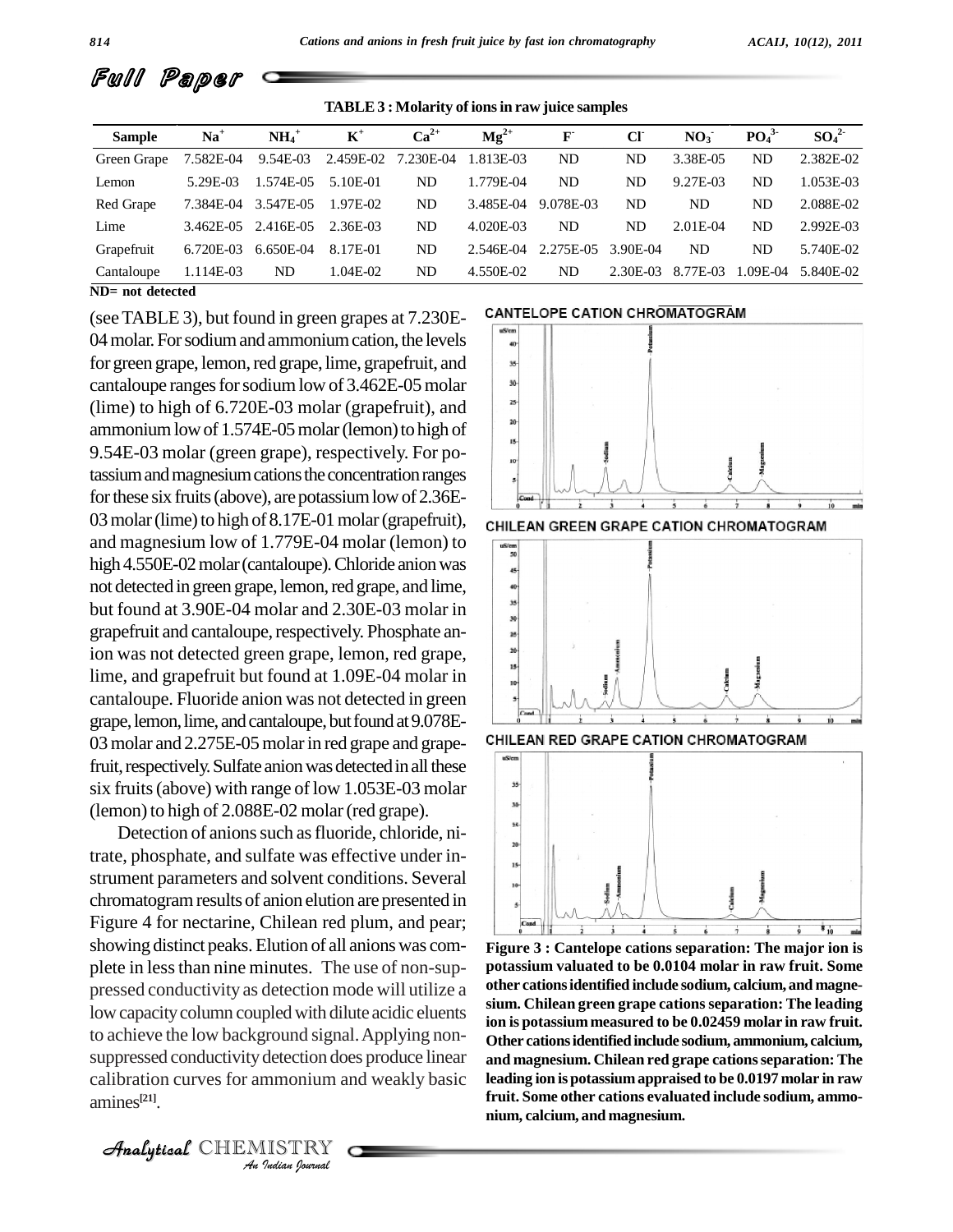## Full Paper

**TABLE 3 : Molarity of ions in raw juice samples**

| Sample | $Na^+$ | $NH_4^+$ | $K^+$ | $Ca^{2+}$ | $Mg^{2+}$ | $F^-$ | $Cl^-$ | $NO_3^-$ | $PO_4^{3-}$ | $SO_4^{2-}$ |
|---|---|---|---|---|---|---|---|---|---|---|
| Green Grape | 7.582E-04 | 9.54E-03 | 2.459E-02 | 7.230E-04 | 1.813E-03 | ND | ND | 3.38E-05 | ND | 2.382E-02 |
| Lemon | 5.29E-03 | 1.574E-05 | 5.10E-01 | ND | 1.779E-04 | ND | ND | 9.27E-03 | ND | 1.053E-03 |
| Red Grape | 7.384E-04 | 3.547E-05 | 1.97E-02 | ND | 3.485E-04 | 9.078E-03 | ND | ND | ND | 2.088E-02 |
| Lime | 3.462E-05 | 2.416E-05 | 2.36E-03 | ND | 4.020E-03 | ND | ND | 2.01E-04 | ND | 2.992E-03 |
| Grapefruit | 6.720E-03 | 6.650E-04 | 8.17E-01 | ND | 2.546E-04 | 2.275E-05 | 3.90E-04 | ND | ND | 5.740E-02 |
| Cantaloupe | 1.114E-03 | ND | 1.04E-02 | ND | 4.550E-02 | ND | 2.30E-03 | 8.77E-03 | 1.09E-04 | 5.840E-02 |

**ND= not detected**

(see TABLE 3), but found in green grapes at 7.230E-04 molar. For sodium and ammonium cation, the levels for green grape, lemon, red grape, lime, grapefruit, and cantaloupe ranges for sodium low of 3.462E-05 molar (lime) to high of 6.720E-03 molar (grapefruit), and ammonium low of 1.574E-05 molar (lemon) to high of 9.54E-03 molar (green grape), respectively. For potassium and magnesium cations the concentration ranges for these six fruits (above), are potassium low of 2.36E-03 molar (lime) to high of 8.17E-01 molar (grapefruit), and magnesium low of 1.779E-04 molar (lemon) to high 4.550E-02 molar (cantaloupe). Chloride anion was not detected in green grape, lemon, red grape, and lime, but found at 3.90E-04 molar and 2.30E-03 molar in grapefruit and cantaloupe, respectively. Phosphate anion was not detected green grape, lemon, red grape, lime, and grapefruit but found at 1.09E-04 molar in cantaloupe. Fluoride anion was not detected in green grape, lemon, lime, and cantaloupe, but found at 9.078E-03 molar and 2.275E-05 molar in red grape and grapefruit, respectively. Sulfate anion was detected in all these six fruits (above) with range of low 1.053E-03 molar (lemon) to high of 2.088E-02 molar (red grape).

Detection of anions such as fluoride, chloride, nitrate, phosphate, and sulfate was effective under instrument parameters and solvent conditions. Several chromatogram results of anion elution are presented in Figure 4 for nectarine, Chilean red plum, and pear; showing distinct peaks. Elution of all anions was complete in less than nine minutes. The use of non-suppressed conductivity as detection mode will utilize a low capacity column coupled with dilute acidic eluents to achieve the low background signal. Applying non-suppressed conductivity detection does produce linear calibration curves for ammonium and weakly basic amines[21].

**Figure 3 : Cantelope cations separation: The major ion is potassium valuated to be 0.0104 molar in raw fruit. Some other cations identified include sodium, calcium, and magnesium. Chilean green grape cations separation: The leading ion is potassium measured to be 0.02459 molar in raw fruit. Other cations identified include sodium, ammonium, calcium, and magnesium. Chilean red grape cations separation: The leading ion is potassium appraised to be 0.0197 molar in raw fruit. Some other cations evaluated include sodium, ammonium, calcium, and magnesium.**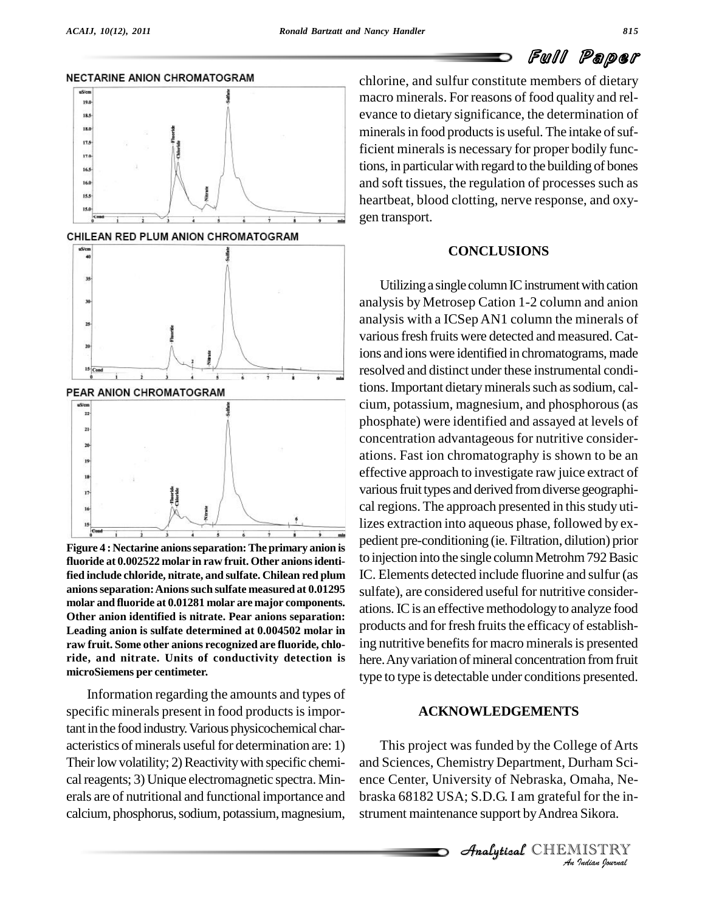NECTARINE ANION CHROMATOGRAM

CHILEAN RED PLUM ANION CHROMATOGRAM

PEAR ANION CHROMATOGRAM

**Figure 4 : Nectarine anions separation: The primary anion is fluoride at 0.002522 molar in raw fruit. Other anions identified include chloride, nitrate, and sulfate. Chilean red plum anions separation: Anions such sulfate measured at 0.01295 molar and fluoride at 0.01281 molar are major components. Other anion identified is nitrate. Pear anions separation: Leading anion is sulfate determined at 0.004502 molar in raw fruit. Some other anions recognized are fluoride, chloride, and nitrate. Units of conductivity detection is microSiemens per centimeter.**

Information regarding the amounts and types of specific minerals present in food products is important in the food industry. Various physicochemical characteristics of minerals useful for determination are: 1) Their low volatility; 2) Reactivity with specific chemical reagents; 3) Unique electromagnetic spectra. Minerals are of nutritional and functional importance and calcium, phosphorus, sodium, potassium, magnesium, chlorine, and sulfur constitute members of dietary macro minerals. For reasons of food quality and relevance to dietary significance, the determination of minerals in food products is useful. The intake of sufficient minerals is necessary for proper bodily functions, in particular with regard to the building of bones and soft tissues, the regulation of processes such as heartbeat, blood clotting, nerve response, and oxygen transport.

## CONCLUSIONS

Utilizing a single column IC instrument with cation analysis by Metrosep Cation 1-2 column and anion analysis with a ICSep AN1 column the minerals of various fresh fruits were detected and measured. Cations and ions were identified in chromatograms, made resolved and distinct under these instrumental conditions. Important dietary minerals such as sodium, calcium, potassium, magnesium, and phosphorous (as phosphate) were identified and assayed at levels of concentration advantageous for nutritive considerations. Fast ion chromatography is shown to be an effective approach to investigate raw juice extract of various fruit types and derived from diverse geographical regions. The approach presented in this study utilizes extraction into aqueous phase, followed by expedient pre-conditioning (ie. Filtration, dilution) prior to injection into the single column Metrohm 792 Basic IC. Elements detected include fluorine and sulfur (as sulfate), are considered useful for nutritive considerations. IC is an effective methodology to analyze food products and for fresh fruits the efficacy of establishing nutritive benefits for macro minerals is presented here. Any variation of mineral concentration from fruit type to type is detectable under conditions presented.

## ACKNOWLEDGEMENTS

This project was funded by the College of Arts and Sciences, Chemistry Department, Durham Science Center, University of Nebraska, Omaha, Nebraska 68182 USA; S.D.G. I am grateful for the instrument maintenance support by Andrea Sikora.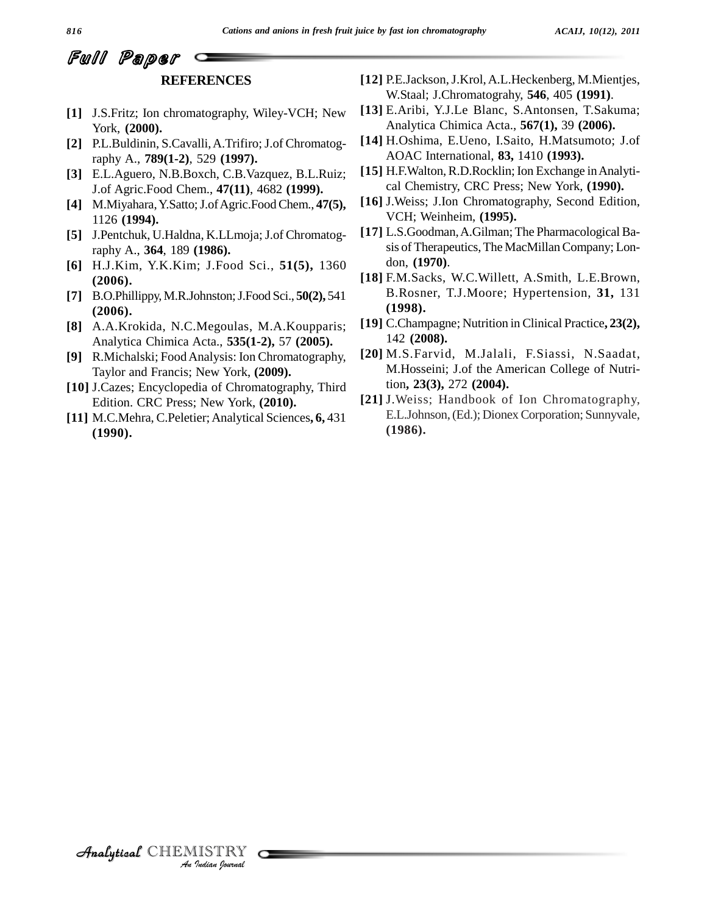## REFERENCES

**[1]** J.S.Fritz; Ion chromatography, Wiley-VCH; New York, **(2000).**

**[2]** P.L.Buldinin, S.Cavalli, A.Trifiro; J.of Chromatography A., **789(1-2)**, 529 **(1997).**

**[3]** E.L.Aguero, N.B.Boxch, C.B.Vazquez, B.L.Ruiz; J.of Agric.Food Chem., **47(11)**, 4682 **(1999).**

**[4]** M.Miyahara, Y.Satto; J.of Agric.Food Chem., **47(5),** 1126 **(1994).**

**[5]** J.Pentchuk, U.Haldna, K.LLmoja; J.of Chromatography A., **364**, 189 **(1986).**

**[6]** H.J.Kim, Y.K.Kim; J.Food Sci., **51(5),** 1360 **(2006).**

**[7]** B.O.Phillippy, M.R.Johnston; J.Food Sci., **50(2),** 541 **(2006).**

**[8]** A.A.Krokida, N.C.Megoulas, M.A.Koupparis; Analytica Chimica Acta., **535(1-2),** 57 **(2005).**

**[9]** R.Michalski; Food Analysis: Ion Chromatography, Taylor and Francis; New York, **(2009).**

**[10]** J.Cazes; Encyclopedia of Chromatography, Third Edition. CRC Press; New York, **(2010).**

**[11]** M.C.Mehra, C.Peletier; Analytical Sciences**, 6,** 431 **(1990).**

**[12]** P.E.Jackson, J.Krol, A.L.Heckenberg, M.Mientjes, W.Staal; J.Chromatograhy, **546**, 405 **(1991)**.

**[13]** E.Aribi, Y.J.Le Blanc, S.Antonsen, T.Sakuma; Analytica Chimica Acta., **567(1),** 39 **(2006).**

**[14]** H.Oshima, E.Ueno, I.Saito, H.Matsumoto; J.of AOAC International, **83,** 1410 **(1993).**

**[15]** H.F.Walton, R.D.Rocklin; Ion Exchange in Analytical Chemistry, CRC Press; New York, **(1990).**

**[16]** J.Weiss; J.Ion Chromatography, Second Edition, VCH; Weinheim, **(1995).**

**[17]** L.S.Goodman, A.Gilman; The Pharmacological Basis of Therapeutics, The MacMillan Company; London, **(1970)**.

**[18]** F.M.Sacks, W.C.Willett, A.Smith, L.E.Brown, B.Rosner, T.J.Moore; Hypertension, **31,** 131 **(1998).**

**[19]** C.Champagne; Nutrition in Clinical Practice**, 23(2),** 142 **(2008).**

**[20]** M.S.Farvid, M.Jalali, F.Siassi, N.Saadat, M.Hosseini; J.of the American College of Nutrition**, 23(3),** 272 **(2004).**

**[21]** J.Weiss; Handbook of Ion Chromatography, E.L.Johnson, (Ed.); Dionex Corporation; Sunnyvale, **(1986).**